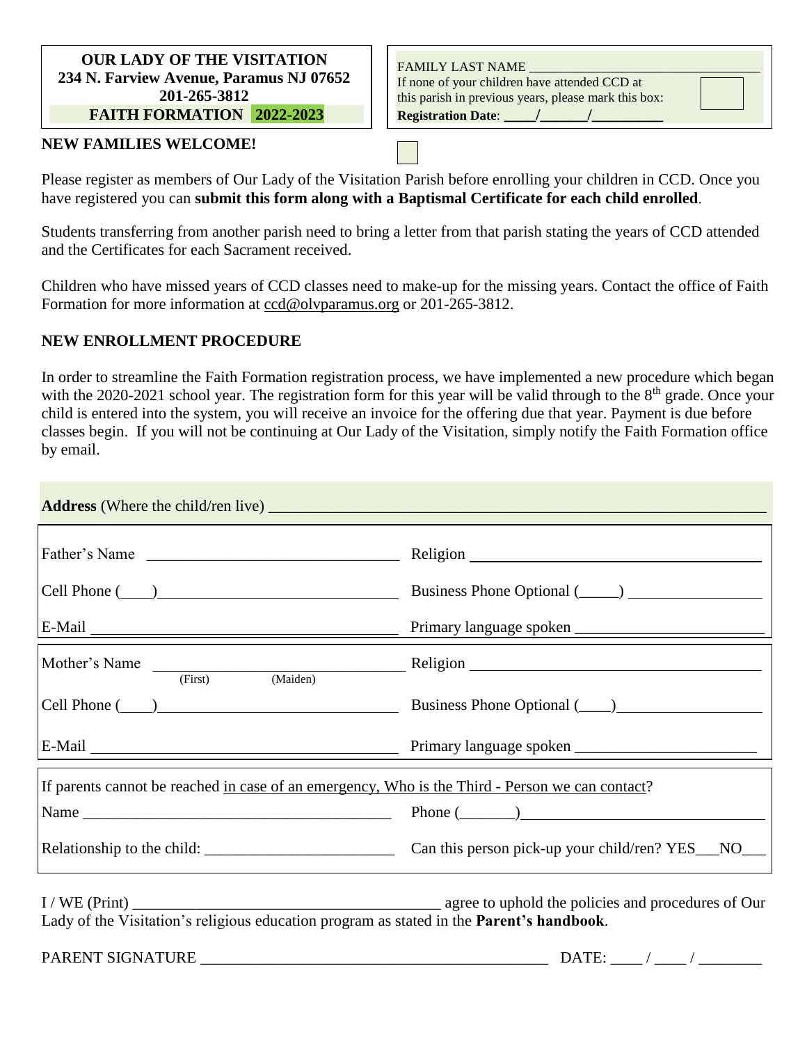**OUR LADY OF THE VISITATION**
**234 N. Farview Avenue, Paramus NJ 07652**
**201-265-3812**
**FAITH FORMATION 2022-2023**

FAMILY LAST NAME ___________________________________
If none of your children have attended CCD at this parish in previous years, please mark this box: ☐
**Registration Date**: ____/______/_________

**NEW FAMILIES WELCOME!**

Please register as members of Our Lady of the Visitation Parish before enrolling your children in CCD. Once you have registered you can **submit this form along with a Baptismal Certificate for each child enrolled**.

Students transferring from another parish need to bring a letter from that parish stating the years of CCD attended and the Certificates for each Sacrament received.

Children who have missed years of CCD classes need to make-up for the missing years. Contact the office of Faith Formation for more information at ccd@olvparamus.org or 201-265-3812.

**NEW ENROLLMENT PROCEDURE**

In order to streamline the Faith Formation registration process, we have implemented a new procedure which began with the 2020-2021 school year. The registration form for this year will be valid through to the 8th grade. Once your child is entered into the system, you will receive an invoice for the offering due that year. Payment is due before classes begin. If you will not be continuing at Our Lady of the Visitation, simply notify the Faith Formation office by email.

**Address** (Where the child/ren live) ____________________________________________________________

Father's Name ________________________________ Religion ________________________________

Cell Phone (____)______________________________ Business Phone Optional (_____) ________________

E-Mail ________________________________________ Primary language spoken ______________________

Mother's Name ________________________________ Religion ________________________________
(First) (Maiden)

Cell Phone (____)______________________________ Business Phone Optional (____)________________

E-Mail ________________________________________ Primary language spoken ______________________

If parents cannot be reached in case of an emergency, Who is the Third - Person we can contact?

Name ________________________________________ Phone (_______)_____________________________

Relationship to the child: _______________________ Can this person pick-up your child/ren? YES___NO___

I / WE (Print) ______________________________________ agree to uphold the policies and procedures of Our Lady of the Visitation's religious education program as stated in the **Parent's handbook**.

PARENT SIGNATURE ___________________________________________ DATE: ____ / ____ / ________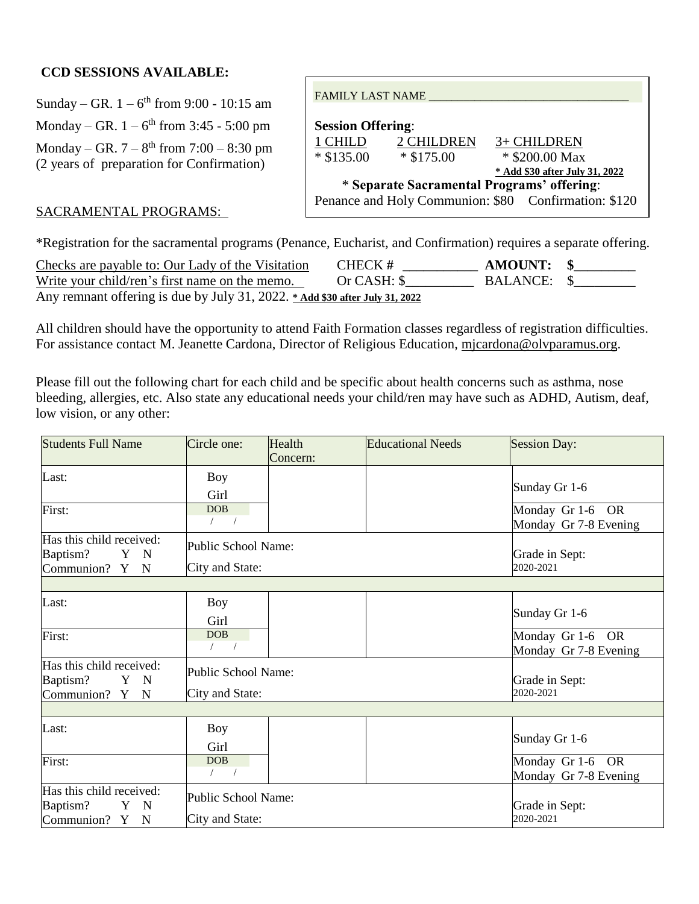**CCD SESSIONS AVAILABLE:**

Sunday – GR. 1 – 6th from 9:00 - 10:15 am

Monday – GR. 1 – 6th from 3:45 - 5:00 pm

Monday – GR. 7 – 8th from 7:00 – 8:30 pm
(2 years of preparation for Confirmation)

SACRAMENTAL PROGRAMS:

FAMILY LAST NAME ________________________________

**Session Offering**:

| 1 CHILD | 2 CHILDREN | 3+ CHILDREN |
|---|---|---|
| * $135.00 | * $175.00 | * $200.00 Max |

**\* Add $30 after July 31, 2022**

\* **Separate Sacramental Programs' offering**:
Penance and Holy Communion: $80 Confirmation: $120

*Registration for the sacramental programs (Penance, Eucharist, and Confirmation) requires a separate offering.

Checks are payable to: Our Lady of the Visitation CHECK # __________ **AMOUNT: $_________**
Write your child/ren's first name on the memo. Or CASH: $__________ BALANCE: $_________
Any remnant offering is due by July 31, 2022. **\* Add $30 after July 31, 2022**

All children should have the opportunity to attend Faith Formation classes regardless of registration difficulties. For assistance contact M. Jeanette Cardona, Director of Religious Education, mjcardona@olvparamus.org.

Please fill out the following chart for each child and be specific about health concerns such as asthma, nose bleeding, allergies, etc. Also state any educational needs your child/ren may have such as ADHD, Autism, deaf, low vision, or any other:

| Students Full Name | Circle one: | Health Concern: | Educational Needs | Session Day: |
|---|---|---|---|---|
| Last: | Boy Girl | | | Sunday Gr 1-6 |
| First: | DOB / / | | | Monday Gr 1-6 OR Monday Gr 7-8 Evening |
| Has this child received: Baptism? Y N Communion? Y N | Public School Name: City and State: | | | Grade in Sept: 2020-2021 |
| | | | | |
| Last: | Boy Girl | | | Sunday Gr 1-6 |
| First: | DOB / / | | | Monday Gr 1-6 OR Monday Gr 7-8 Evening |
| Has this child received: Baptism? Y N Communion? Y N | Public School Name: City and State: | | | Grade in Sept: 2020-2021 |
| | | | | |
| Last: | Boy Girl | | | Sunday Gr 1-6 |
| First: | DOB / / | | | Monday Gr 1-6 OR Monday Gr 7-8 Evening |
| Has this child received: Baptism? Y N Communion? Y N | Public School Name: City and State: | | | Grade in Sept: 2020-2021 |